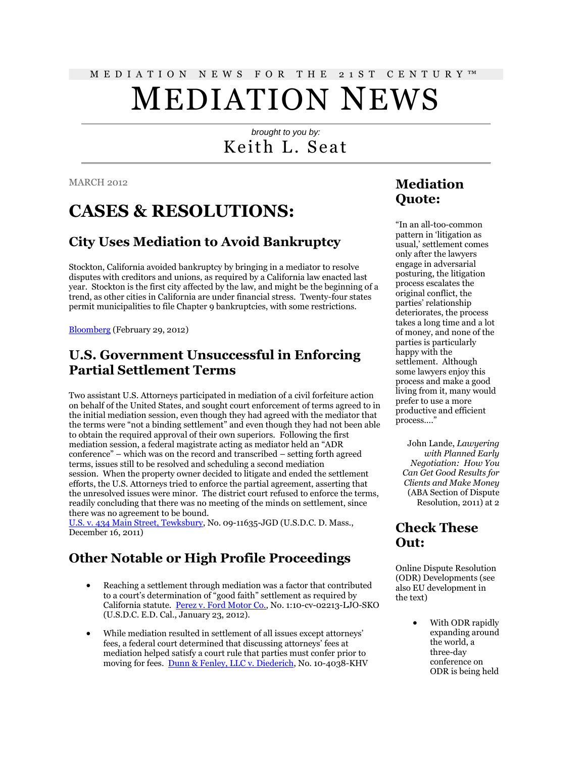MEDIATION NEWS FOR THE 21ST CENTURY™

# MEDIATION NEWS

*brought to you by:*

Keith L. Seat

MARCH 2012

# CASES & RESOLUTIONS:

## City Uses Mediation to Avoid Bankruptcy

Stockton, California avoided bankruptcy by bringing in a mediator to resolve disputes with creditors and unions, as required by a California law enacted last year. Stockton is the first city affected by the law, and might be the beginning of a trend, as other cities in California are under financial stress. Twenty-four states permit municipalities to file Chapter 9 bankruptcies, with some restrictions.

Bloomberg (February 29, 2012)

## U.S. Government Unsuccessful in Enforcing Partial Settlement Terms

Two assistant U.S. Attorneys participated in mediation of a civil forfeiture action on behalf of the United States, and sought court enforcement of terms agreed to in the initial mediation session, even though they had agreed with the mediator that the terms were "not a binding settlement" and even though they had not been able to obtain the required approval of their own superiors. Following the first mediation session, a federal magistrate acting as mediator held an "ADR conference" – which was on the record and transcribed – setting forth agreed terms, issues still to be resolved and scheduling a second mediation session. When the property owner decided to litigate and ended the settlement efforts, the U.S. Attorneys tried to enforce the partial agreement, asserting that the unresolved issues were minor. The district court refused to enforce the terms, readily concluding that there was no meeting of the minds on settlement, since there was no agreement to be bound.
U.S. v. 434 Main Street, Tewksbury, No. 09-11635-JGD (U.S.D.C. D. Mass., December 16, 2011)

## Other Notable or High Profile Proceedings

- Reaching a settlement through mediation was a factor that contributed to a court's determination of "good faith" settlement as required by California statute. Perez v. Ford Motor Co., No. 1:10-cv-02213-LJO-SKO (U.S.D.C. E.D. Cal., January 23, 2012).

- While mediation resulted in settlement of all issues except attorneys' fees, a federal court determined that discussing attorneys' fees at mediation helped satisfy a court rule that parties must confer prior to moving for fees. Dunn & Fenley, LLC v. Diederich, No. 10-4038-KHV

## Mediation Quote:

"In an all-too-common pattern in 'litigation as usual,' settlement comes only after the lawyers engage in adversarial posturing, the litigation process escalates the original conflict, the parties' relationship deteriorates, the process takes a long time and a lot of money, and none of the parties is particularly happy with the settlement. Although some lawyers enjoy this process and make a good living from it, many would prefer to use a more productive and efficient process…."

John Lande, *Lawyering with Planned Early Negotiation: How You Can Get Good Results for Clients and Make Money* (ABA Section of Dispute Resolution, 2011) at 2

## Check These Out:

Online Dispute Resolution (ODR) Developments (see also EU development in the text)

- With ODR rapidly expanding around the world, a three-day conference on ODR is being held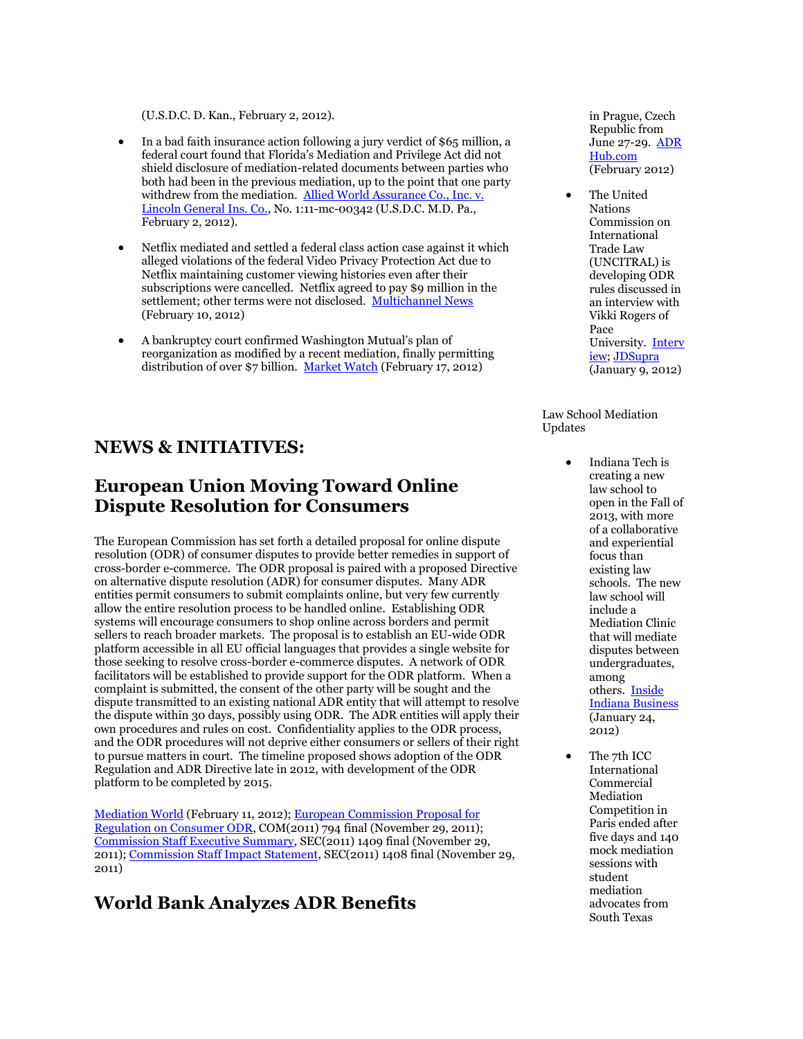(U.S.D.C. D. Kan., February 2, 2012).

- In a bad faith insurance action following a jury verdict of $65 million, a federal court found that Florida's Mediation and Privilege Act did not shield disclosure of mediation-related documents between parties who both had been in the previous mediation, up to the point that one party withdrew from the mediation. [Allied World Assurance Co., Inc. v. Lincoln General Ins. Co.](), No. 1:11-mc-00342 (U.S.D.C. M.D. Pa., February 2, 2012).

- Netflix mediated and settled a federal class action case against it which alleged violations of the federal Video Privacy Protection Act due to Netflix maintaining customer viewing histories even after their subscriptions were cancelled. Netflix agreed to pay $9 million in the settlement; other terms were not disclosed. [Multichannel News]() (February 10, 2012)

- A bankruptcy court confirmed Washington Mutual's plan of reorganization as modified by a recent mediation, finally permitting distribution of over $7 billion. [Market Watch]() (February 17, 2012)

## NEWS & INITIATIVES:

## European Union Moving Toward Online Dispute Resolution for Consumers

The European Commission has set forth a detailed proposal for online dispute resolution (ODR) of consumer disputes to provide better remedies in support of cross-border e-commerce. The ODR proposal is paired with a proposed Directive on alternative dispute resolution (ADR) for consumer disputes. Many ADR entities permit consumers to submit complaints online, but very few currently allow the entire resolution process to be handled online. Establishing ODR systems will encourage consumers to shop online across borders and permit sellers to reach broader markets. The proposal is to establish an EU-wide ODR platform accessible in all EU official languages that provides a single website for those seeking to resolve cross-border e-commerce disputes. A network of ODR facilitators will be established to provide support for the ODR platform. When a complaint is submitted, the consent of the other party will be sought and the dispute transmitted to an existing national ADR entity that will attempt to resolve the dispute within 30 days, possibly using ODR. The ADR entities will apply their own procedures and rules on cost. Confidentiality applies to the ODR process, and the ODR procedures will not deprive either consumers or sellers of their right to pursue matters in court. The timeline proposed shows adoption of the ODR Regulation and ADR Directive late in 2012, with development of the ODR platform to be completed by 2015.

[Mediation World]() (February 11, 2012); [European Commission Proposal for Regulation on Consumer ODR](), COM(2011) 794 final (November 29, 2011); [Commission Staff Executive Summary](), SEC(2011) 1409 final (November 29, 2011); [Commission Staff Impact Statement](), SEC(2011) 1408 final (November 29, 2011)

## World Bank Analyzes ADR Benefits

in Prague, Czech Republic from June 27-29. [ADR Hub.com]() (February 2012)

- The United Nations Commission on International Trade Law (UNCITRAL) is developing ODR rules discussed in an interview with Vikki Rogers of Pace University. [Interview](); [JDSupra]() (January 9, 2012)

Law School Mediation Updates

- Indiana Tech is creating a new law school to open in the Fall of 2013, with more of a collaborative and experiential focus than existing law schools. The new law school will include a Mediation Clinic that will mediate disputes between undergraduates, among others. [Inside Indiana Business]() (January 24, 2012)

- The 7th ICC International Commercial Mediation Competition in Paris ended after five days and 140 mock mediation sessions with student mediation advocates from South Texas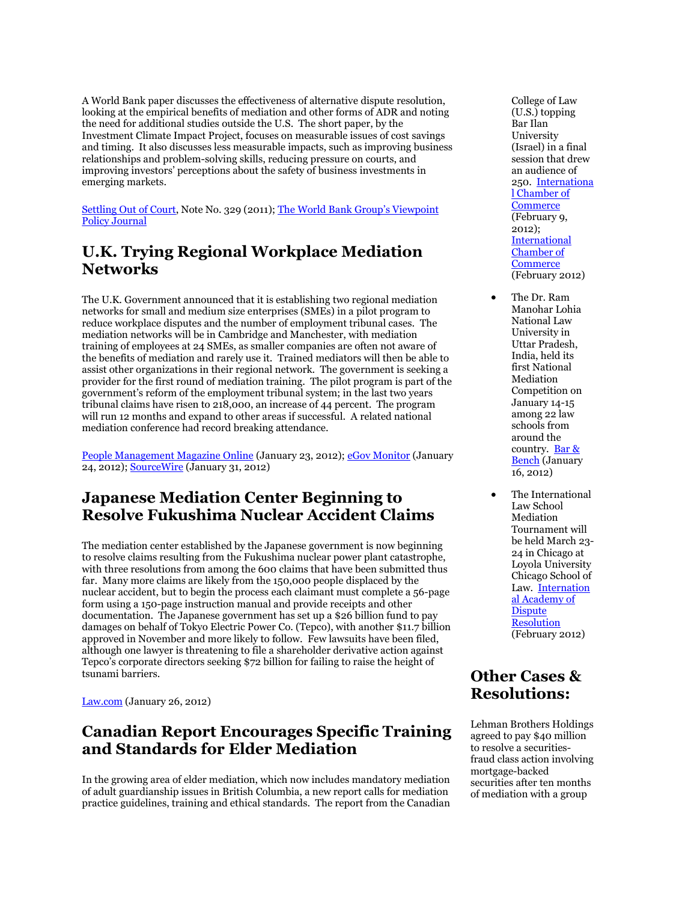A World Bank paper discusses the effectiveness of alternative dispute resolution, looking at the empirical benefits of mediation and other forms of ADR and noting the need for additional studies outside the U.S. The short paper, by the Investment Climate Impact Project, focuses on measurable issues of cost savings and timing. It also discusses less measurable impacts, such as improving business relationships and problem-solving skills, reducing pressure on courts, and improving investors' perceptions about the safety of business investments in emerging markets.

Settling Out of Court, Note No. 329 (2011); The World Bank Group's Viewpoint Policy Journal

## U.K. Trying Regional Workplace Mediation Networks

The U.K. Government announced that it is establishing two regional mediation networks for small and medium size enterprises (SMEs) in a pilot program to reduce workplace disputes and the number of employment tribunal cases. The mediation networks will be in Cambridge and Manchester, with mediation training of employees at 24 SMEs, as smaller companies are often not aware of the benefits of mediation and rarely use it. Trained mediators will then be able to assist other organizations in their regional network. The government is seeking a provider for the first round of mediation training. The pilot program is part of the government's reform of the employment tribunal system; in the last two years tribunal claims have risen to 218,000, an increase of 44 percent. The program will run 12 months and expand to other areas if successful. A related national mediation conference had record breaking attendance.

People Management Magazine Online (January 23, 2012); eGov Monitor (January 24, 2012); SourceWire (January 31, 2012)

## Japanese Mediation Center Beginning to Resolve Fukushima Nuclear Accident Claims

The mediation center established by the Japanese government is now beginning to resolve claims resulting from the Fukushima nuclear power plant catastrophe, with three resolutions from among the 600 claims that have been submitted thus far. Many more claims are likely from the 150,000 people displaced by the nuclear accident, but to begin the process each claimant must complete a 56-page form using a 150-page instruction manual and provide receipts and other documentation. The Japanese government has set up a $26 billion fund to pay damages on behalf of Tokyo Electric Power Co. (Tepco), with another $11.7 billion approved in November and more likely to follow. Few lawsuits have been filed, although one lawyer is threatening to file a shareholder derivative action against Tepco's corporate directors seeking $72 billion for failing to raise the height of tsunami barriers.

Law.com (January 26, 2012)

## Canadian Report Encourages Specific Training and Standards for Elder Mediation

In the growing area of elder mediation, which now includes mandatory mediation of adult guardianship issues in British Columbia, a new report calls for mediation practice guidelines, training and ethical standards. The report from the Canadian

College of Law (U.S.) topping Bar Ilan University (Israel) in a final session that drew an audience of 250. International Chamber of Commerce (February 9, 2012); International Chamber of Commerce (February 2012)

- The Dr. Ram Manohar Lohia National Law University in Uttar Pradesh, India, held its first National Mediation Competition on January 14-15 among 22 law schools from around the country. Bar & Bench (January 16, 2012)
- The International Law School Mediation Tournament will be held March 23-24 in Chicago at Loyola University Chicago School of Law. International Academy of Dispute Resolution (February 2012)

## Other Cases & Resolutions:

Lehman Brothers Holdings agreed to pay $40 million to resolve a securities-fraud class action involving mortgage-backed securities after ten months of mediation with a group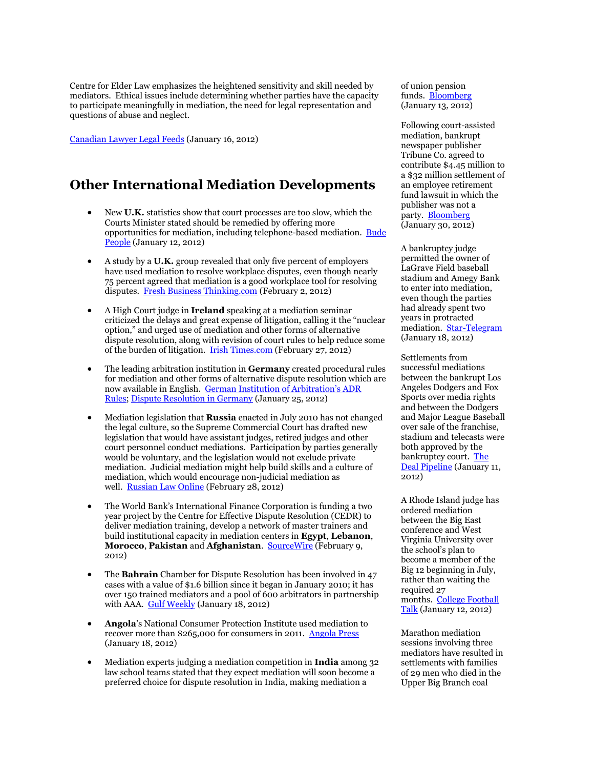Centre for Elder Law emphasizes the heightened sensitivity and skill needed by mediators. Ethical issues include determining whether parties have the capacity to participate meaningfully in mediation, the need for legal representation and questions of abuse and neglect.

Canadian Lawyer Legal Feeds (January 16, 2012)

## Other International Mediation Developments

- New **U.K.** statistics show that court processes are too slow, which the Courts Minister stated should be remedied by offering more opportunities for mediation, including telephone-based mediation. Bude People (January 12, 2012)
- A study by a **U.K.** group revealed that only five percent of employers have used mediation to resolve workplace disputes, even though nearly 75 percent agreed that mediation is a good workplace tool for resolving disputes. Fresh Business Thinking.com (February 2, 2012)
- A High Court judge in **Ireland** speaking at a mediation seminar criticized the delays and great expense of litigation, calling it the "nuclear option," and urged use of mediation and other forms of alternative dispute resolution, along with revision of court rules to help reduce some of the burden of litigation. Irish Times.com (February 27, 2012)
- The leading arbitration institution in **Germany** created procedural rules for mediation and other forms of alternative dispute resolution which are now available in English. German Institution of Arbitration's ADR Rules; Dispute Resolution in Germany (January 25, 2012)
- Mediation legislation that **Russia** enacted in July 2010 has not changed the legal culture, so the Supreme Commercial Court has drafted new legislation that would have assistant judges, retired judges and other court personnel conduct mediations. Participation by parties generally would be voluntary, and the legislation would not exclude private mediation. Judicial mediation might help build skills and a culture of mediation, which would encourage non-judicial mediation as well. Russian Law Online (February 28, 2012)
- The World Bank's International Finance Corporation is funding a two year project by the Centre for Effective Dispute Resolution (CEDR) to deliver mediation training, develop a network of master trainers and build institutional capacity in mediation centers in **Egypt**, **Lebanon**, **Morocco**, **Pakistan** and **Afghanistan**. SourceWire (February 9, 2012)
- The **Bahrain** Chamber for Dispute Resolution has been involved in 47 cases with a value of $1.6 billion since it began in January 2010; it has over 150 trained mediators and a pool of 600 arbitrators in partnership with AAA. Gulf Weekly (January 18, 2012)
- **Angola**'s National Consumer Protection Institute used mediation to recover more than $265,000 for consumers in 2011. Angola Press (January 18, 2012)
- Mediation experts judging a mediation competition in **India** among 32 law school teams stated that they expect mediation will soon become a preferred choice for dispute resolution in India, making mediation a

of union pension funds. Bloomberg (January 13, 2012)

Following court-assisted mediation, bankrupt newspaper publisher Tribune Co. agreed to contribute $4.45 million to a $32 million settlement of an employee retirement fund lawsuit in which the publisher was not a party. Bloomberg (January 30, 2012)

A bankruptcy judge permitted the owner of LaGrave Field baseball stadium and Amegy Bank to enter into mediation, even though the parties had already spent two years in protracted mediation. Star-Telegram (January 18, 2012)

Settlements from successful mediations between the bankrupt Los Angeles Dodgers and Fox Sports over media rights and between the Dodgers and Major League Baseball over sale of the franchise, stadium and telecasts were both approved by the bankruptcy court. The Deal Pipeline (January 11, 2012)

A Rhode Island judge has ordered mediation between the Big East conference and West Virginia University over the school's plan to become a member of the Big 12 beginning in July, rather than waiting the required 27 months. College Football Talk (January 12, 2012)

Marathon mediation sessions involving three mediators have resulted in settlements with families of 29 men who died in the Upper Big Branch coal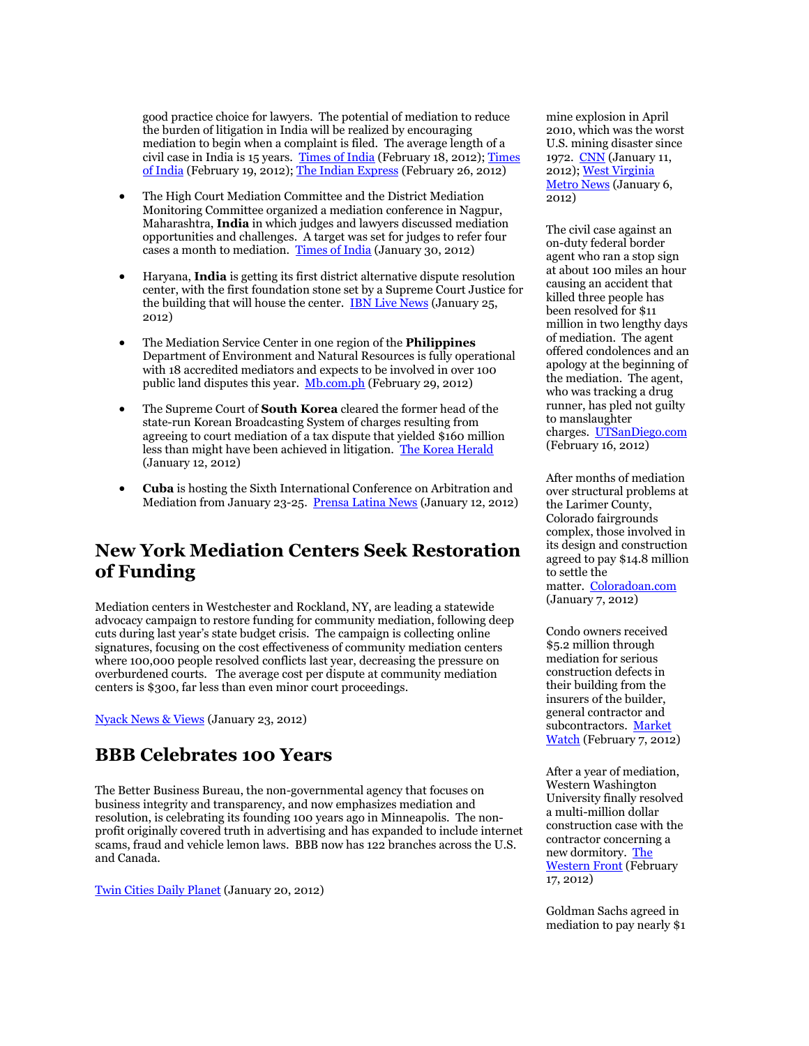good practice choice for lawyers. The potential of mediation to reduce the burden of litigation in India will be realized by encouraging mediation to begin when a complaint is filed. The average length of a civil case in India is 15 years. Times of India (February 18, 2012); Times of India (February 19, 2012); The Indian Express (February 26, 2012)

- The High Court Mediation Committee and the District Mediation Monitoring Committee organized a mediation conference in Nagpur, Maharashtra, **India** in which judges and lawyers discussed mediation opportunities and challenges. A target was set for judges to refer four cases a month to mediation. Times of India (January 30, 2012)

- Haryana, **India** is getting its first district alternative dispute resolution center, with the first foundation stone set by a Supreme Court Justice for the building that will house the center. IBN Live News (January 25, 2012)

- The Mediation Service Center in one region of the **Philippines** Department of Environment and Natural Resources is fully operational with 18 accredited mediators and expects to be involved in over 100 public land disputes this year. Mb.com.ph (February 29, 2012)

- The Supreme Court of **South Korea** cleared the former head of the state-run Korean Broadcasting System of charges resulting from agreeing to court mediation of a tax dispute that yielded $160 million less than might have been achieved in litigation. The Korea Herald (January 12, 2012)

- **Cuba** is hosting the Sixth International Conference on Arbitration and Mediation from January 23-25. Prensa Latina News (January 12, 2012)

## New York Mediation Centers Seek Restoration of Funding

Mediation centers in Westchester and Rockland, NY, are leading a statewide advocacy campaign to restore funding for community mediation, following deep cuts during last year's state budget crisis. The campaign is collecting online signatures, focusing on the cost effectiveness of community mediation centers where 100,000 people resolved conflicts last year, decreasing the pressure on overburdened courts. The average cost per dispute at community mediation centers is $300, far less than even minor court proceedings.

Nyack News & Views (January 23, 2012)

## BBB Celebrates 100 Years

The Better Business Bureau, the non-governmental agency that focuses on business integrity and transparency, and now emphasizes mediation and resolution, is celebrating its founding 100 years ago in Minneapolis. The non-profit originally covered truth in advertising and has expanded to include internet scams, fraud and vehicle lemon laws. BBB now has 122 branches across the U.S. and Canada.

Twin Cities Daily Planet (January 20, 2012)

mine explosion in April 2010, which was the worst U.S. mining disaster since 1972. CNN (January 11, 2012); West Virginia Metro News (January 6, 2012)

The civil case against an on-duty federal border agent who ran a stop sign at about 100 miles an hour causing an accident that killed three people has been resolved for $11 million in two lengthy days of mediation. The agent offered condolences and an apology at the beginning of the mediation. The agent, who was tracking a drug runner, has pled not guilty to manslaughter charges. UTSanDiego.com (February 16, 2012)

After months of mediation over structural problems at the Larimer County, Colorado fairgrounds complex, those involved in its design and construction agreed to pay $14.8 million to settle the matter. Coloradoan.com (January 7, 2012)

Condo owners received $5.2 million through mediation for serious construction defects in their building from the insurers of the builder, general contractor and subcontractors. Market Watch (February 7, 2012)

After a year of mediation, Western Washington University finally resolved a multi-million dollar construction case with the contractor concerning a new dormitory. The Western Front (February 17, 2012)

Goldman Sachs agreed in mediation to pay nearly $1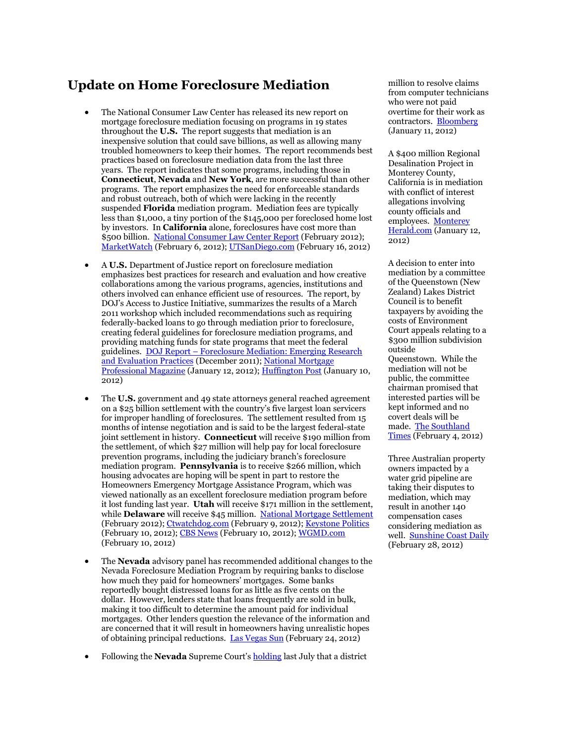# Update on Home Foreclosure Mediation

- The National Consumer Law Center has released its new report on mortgage foreclosure mediation focusing on programs in 19 states throughout the **U.S.** The report suggests that mediation is an inexpensive solution that could save billions, as well as allowing many troubled homeowners to keep their homes. The report recommends best practices based on foreclosure mediation data from the last three years. The report indicates that some programs, including those in **Connecticut**, **Nevada** and **New York**, are more successful than other programs. The report emphasizes the need for enforceable standards and robust outreach, both of which were lacking in the recently suspended **Florida** mediation program. Mediation fees are typically less than $1,000, a tiny portion of the $145,000 per foreclosed home lost by investors. In **California** alone, foreclosures have cost more than $500 billion. National Consumer Law Center Report (February 2012); MarketWatch (February 6, 2012); UTSanDiego.com (February 16, 2012)

- A **U.S.** Department of Justice report on foreclosure mediation emphasizes best practices for research and evaluation and how creative collaborations among the various programs, agencies, institutions and others involved can enhance efficient use of resources. The report, by DOJ's Access to Justice Initiative, summarizes the results of a March 2011 workshop which included recommendations such as requiring federally-backed loans to go through mediation prior to foreclosure, creating federal guidelines for foreclosure mediation programs, and providing matching funds for state programs that meet the federal guidelines. DOJ Report – Foreclosure Mediation: Emerging Research and Evaluation Practices (December 2011); National Mortgage Professional Magazine (January 12, 2012); Huffington Post (January 10, 2012)

- The **U.S.** government and 49 state attorneys general reached agreement on a $25 billion settlement with the country's five largest loan servicers for improper handling of foreclosures. The settlement resulted from 15 months of intense negotiation and is said to be the largest federal-state joint settlement in history. **Connecticut** will receive $190 million from the settlement, of which $27 million will help pay for local foreclosure prevention programs, including the judiciary branch's foreclosure mediation program. **Pennsylvania** is to receive $266 million, which housing advocates are hoping will be spent in part to restore the Homeowners Emergency Mortgage Assistance Program, which was viewed nationally as an excellent foreclosure mediation program before it lost funding last year. **Utah** will receive $171 million in the settlement, while **Delaware** will receive $45 million. National Mortgage Settlement (February 2012); Ctwatchdog.com (February 9, 2012); Keystone Politics (February 10, 2012); CBS News (February 10, 2012); WGMD.com (February 10, 2012)

- The **Nevada** advisory panel has recommended additional changes to the Nevada Foreclosure Mediation Program by requiring banks to disclose how much they paid for homeowners' mortgages. Some banks reportedly bought distressed loans for as little as five cents on the dollar. However, lenders state that loans frequently are sold in bulk, making it too difficult to determine the amount paid for individual mortgages. Other lenders question the relevance of the information and are concerned that it will result in homeowners having unrealistic hopes of obtaining principal reductions. Las Vegas Sun (February 24, 2012)

- Following the **Nevada** Supreme Court's holding last July that a district

million to resolve claims from computer technicians who were not paid overtime for their work as contractors. Bloomberg (January 11, 2012)

A $400 million Regional Desalination Project in Monterey County, California is in mediation with conflict of interest allegations involving county officials and employees. Monterey Herald.com (January 12, 2012)

A decision to enter into mediation by a committee of the Queenstown (New Zealand) Lakes District Council is to benefit taxpayers by avoiding the costs of Environment Court appeals relating to a $300 million subdivision outside Queenstown. While the mediation will not be public, the committee chairman promised that interested parties will be kept informed and no covert deals will be made. The Southland Times (February 4, 2012)

Three Australian property owners impacted by a water grid pipeline are taking their disputes to mediation, which may result in another 140 compensation cases considering mediation as well. Sunshine Coast Daily (February 28, 2012)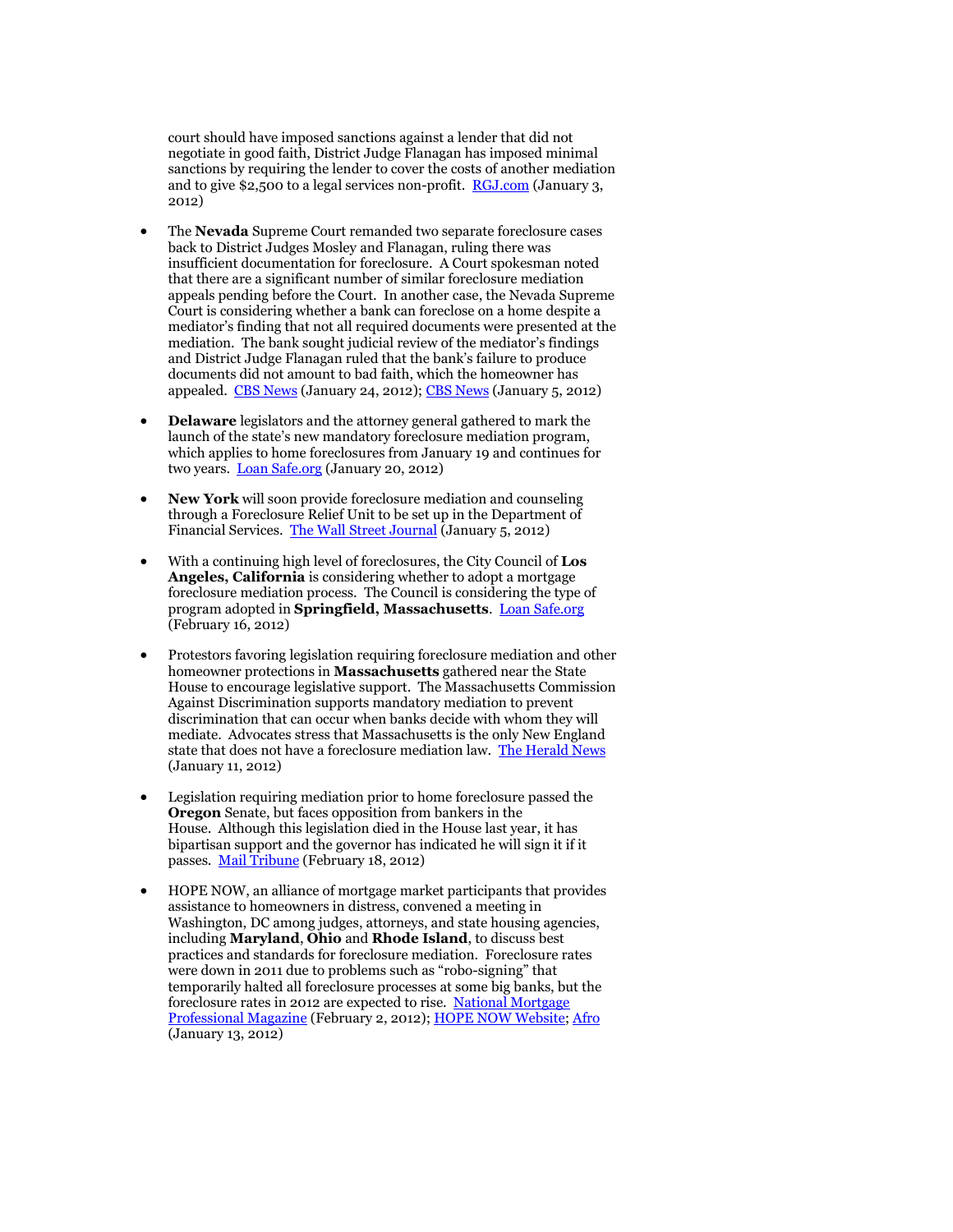court should have imposed sanctions against a lender that did not negotiate in good faith, District Judge Flanagan has imposed minimal sanctions by requiring the lender to cover the costs of another mediation and to give $2,500 to a legal services non-profit. [RGJ.com](RGJ.com) (January 3, 2012)

- The **Nevada** Supreme Court remanded two separate foreclosure cases back to District Judges Mosley and Flanagan, ruling there was insufficient documentation for foreclosure. A Court spokesman noted that there are a significant number of similar foreclosure mediation appeals pending before the Court. In another case, the Nevada Supreme Court is considering whether a bank can foreclose on a home despite a mediator's finding that not all required documents were presented at the mediation. The bank sought judicial review of the mediator's findings and District Judge Flanagan ruled that the bank's failure to produce documents did not amount to bad faith, which the homeowner has appealed. CBS News (January 24, 2012); CBS News (January 5, 2012)

- **Delaware** legislators and the attorney general gathered to mark the launch of the state's new mandatory foreclosure mediation program, which applies to home foreclosures from January 19 and continues for two years. Loan Safe.org (January 20, 2012)

- **New York** will soon provide foreclosure mediation and counseling through a Foreclosure Relief Unit to be set up in the Department of Financial Services. The Wall Street Journal (January 5, 2012)

- With a continuing high level of foreclosures, the City Council of **Los Angeles, California** is considering whether to adopt a mortgage foreclosure mediation process. The Council is considering the type of program adopted in **Springfield, Massachusetts**. Loan Safe.org (February 16, 2012)

- Protestors favoring legislation requiring foreclosure mediation and other homeowner protections in **Massachusetts** gathered near the State House to encourage legislative support. The Massachusetts Commission Against Discrimination supports mandatory mediation to prevent discrimination that can occur when banks decide with whom they will mediate. Advocates stress that Massachusetts is the only New England state that does not have a foreclosure mediation law. The Herald News (January 11, 2012)

- Legislation requiring mediation prior to home foreclosure passed the **Oregon** Senate, but faces opposition from bankers in the House. Although this legislation died in the House last year, it has bipartisan support and the governor has indicated he will sign it if it passes. Mail Tribune (February 18, 2012)

- HOPE NOW, an alliance of mortgage market participants that provides assistance to homeowners in distress, convened a meeting in Washington, DC among judges, attorneys, and state housing agencies, including **Maryland**, **Ohio** and **Rhode Island**, to discuss best practices and standards for foreclosure mediation. Foreclosure rates were down in 2011 due to problems such as "robo-signing" that temporarily halted all foreclosure processes at some big banks, but the foreclosure rates in 2012 are expected to rise. National Mortgage Professional Magazine (February 2, 2012); HOPE NOW Website; Afro (January 13, 2012)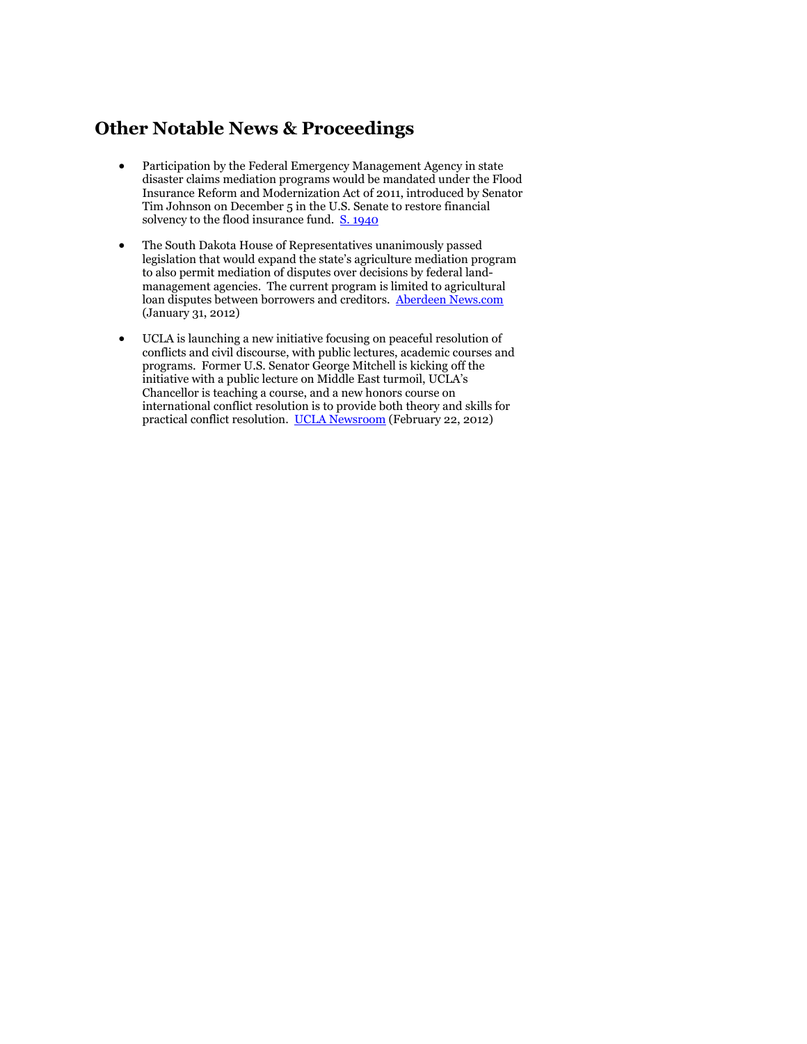## Other Notable News & Proceedings

- Participation by the Federal Emergency Management Agency in state disaster claims mediation programs would be mandated under the Flood Insurance Reform and Modernization Act of 2011, introduced by Senator Tim Johnson on December 5 in the U.S. Senate to restore financial solvency to the flood insurance fund. S. 1940

- The South Dakota House of Representatives unanimously passed legislation that would expand the state's agriculture mediation program to also permit mediation of disputes over decisions by federal land-management agencies. The current program is limited to agricultural loan disputes between borrowers and creditors. Aberdeen News.com (January 31, 2012)

- UCLA is launching a new initiative focusing on peaceful resolution of conflicts and civil discourse, with public lectures, academic courses and programs. Former U.S. Senator George Mitchell is kicking off the initiative with a public lecture on Middle East turmoil, UCLA's Chancellor is teaching a course, and a new honors course on international conflict resolution is to provide both theory and skills for practical conflict resolution. UCLA Newsroom (February 22, 2012)